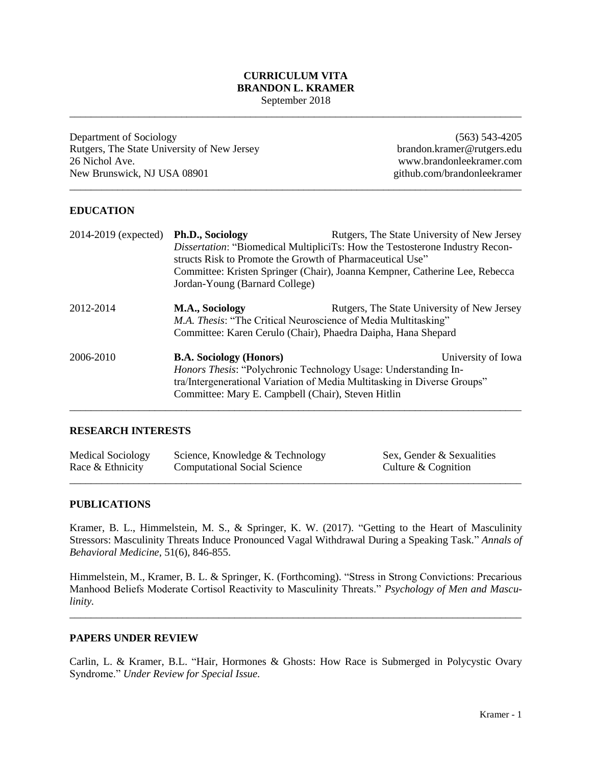# CURRICULUM VITA
# BRANDON L. KRAMER

September 2018

---

Department of Sociology
Rutgers, The State University of New Jersey
26 Nichol Ave.
New Brunswick, NJ USA 08901

(563) 543-4205
brandon.kramer@rutgers.edu
www.brandonleekramer.com
github.com/brandonleekramer

---

## EDUCATION

**2014-2019 (expected)** — **Ph.D., Sociology** — Rutgers, The State University of New Jersey
*Dissertation*: "Biomedical MultipliciTs: How the Testosterone Industry Reconstructs Risk to Promote the Growth of Pharmaceutical Use"
Committee: Kristen Springer (Chair), Joanna Kempner, Catherine Lee, Rebecca Jordan-Young (Barnard College)

**2012-2014** — **M.A., Sociology** — Rutgers, The State University of New Jersey
*M.A. Thesis*: "The Critical Neuroscience of Media Multitasking"
Committee: Karen Cerulo (Chair), Phaedra Daipha, Hana Shepard

**2006-2010** — **B.A. Sociology (Honors)** — University of Iowa
*Honors Thesis*: "Polychronic Technology Usage: Understanding Intra/Intergenerational Variation of Media Multitasking in Diverse Groups"
Committee: Mary E. Campbell (Chair), Steven Hitlin

---

## RESEARCH INTERESTS

| | | |
|---|---|---|
| Medical Sociology | Science, Knowledge & Technology | Sex, Gender & Sexualities |
| Race & Ethnicity | Computational Social Science | Culture & Cognition |

---

## PUBLICATIONS

Kramer, B. L., Himmelstein, M. S., & Springer, K. W. (2017). "Getting to the Heart of Masculinity Stressors: Masculinity Threats Induce Pronounced Vagal Withdrawal During a Speaking Task." *Annals of Behavioral Medicine*, 51(6), 846-855.

Himmelstein, M., Kramer, B. L. & Springer, K. (Forthcoming). "Stress in Strong Convictions: Precarious Manhood Beliefs Moderate Cortisol Reactivity to Masculinity Threats." *Psychology of Men and Masculinity.*

---

## PAPERS UNDER REVIEW

Carlin, L. & Kramer, B.L. "Hair, Hormones & Ghosts: How Race is Submerged in Polycystic Ovary Syndrome." *Under Review for Special Issue.*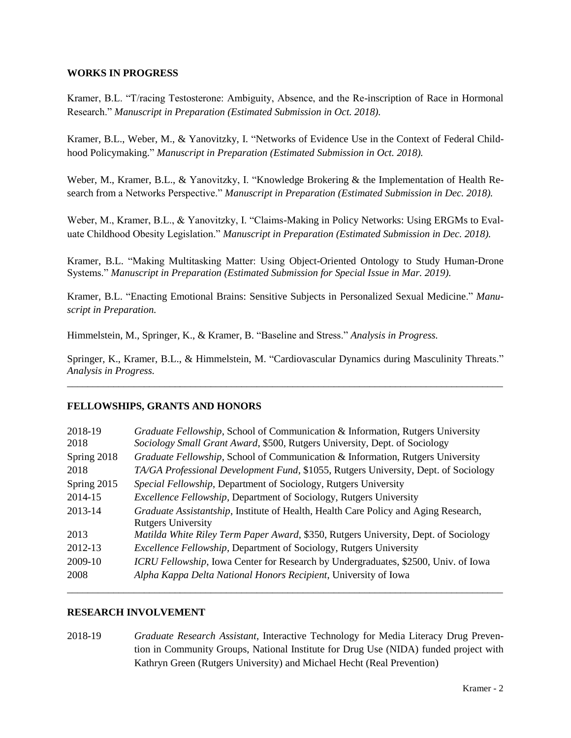## WORKS IN PROGRESS

Kramer, B.L. "T/racing Testosterone: Ambiguity, Absence, and the Re-inscription of Race in Hormonal Research." *Manuscript in Preparation (Estimated Submission in Oct. 2018).*

Kramer, B.L., Weber, M., & Yanovitzky, I. "Networks of Evidence Use in the Context of Federal Childhood Policymaking." *Manuscript in Preparation (Estimated Submission in Oct. 2018).*

Weber, M., Kramer, B.L., & Yanovitzky, I. "Knowledge Brokering & the Implementation of Health Research from a Networks Perspective." *Manuscript in Preparation (Estimated Submission in Dec. 2018).*

Weber, M., Kramer, B.L., & Yanovitzky, I. "Claims-Making in Policy Networks: Using ERGMs to Evaluate Childhood Obesity Legislation." *Manuscript in Preparation (Estimated Submission in Dec. 2018).*

Kramer, B.L. "Making Multitasking Matter: Using Object-Oriented Ontology to Study Human-Drone Systems." *Manuscript in Preparation (Estimated Submission for Special Issue in Mar. 2019).*

Kramer, B.L. "Enacting Emotional Brains: Sensitive Subjects in Personalized Sexual Medicine." *Manuscript in Preparation.*

Himmelstein, M., Springer, K., & Kramer, B. "Baseline and Stress." *Analysis in Progress.*

Springer, K., Kramer, B.L., & Himmelstein, M. "Cardiovascular Dynamics during Masculinity Threats." *Analysis in Progress.*

## FELLOWSHIPS, GRANTS AND HONORS

| | |
|---|---|
| 2018-19 | *Graduate Fellowship*, School of Communication & Information, Rutgers University |
| 2018 | *Sociology Small Grant Award*, $500, Rutgers University, Dept. of Sociology |
| Spring 2018 | *Graduate Fellowship*, School of Communication & Information, Rutgers University |
| 2018 | *TA/GA Professional Development Fund*, $1055, Rutgers University, Dept. of Sociology |
| Spring 2015 | *Special Fellowship*, Department of Sociology, Rutgers University |
| 2014-15 | *Excellence Fellowship*, Department of Sociology, Rutgers University |
| 2013-14 | *Graduate Assistantship*, Institute of Health, Health Care Policy and Aging Research, Rutgers University |
| 2013 | *Matilda White Riley Term Paper Award*, $350, Rutgers University, Dept. of Sociology |
| 2012-13 | *Excellence Fellowship*, Department of Sociology, Rutgers University |
| 2009-10 | *ICRU Fellowship*, Iowa Center for Research by Undergraduates, $2500, Univ. of Iowa |
| 2008 | *Alpha Kappa Delta National Honors Recipient*, University of Iowa |

## RESEARCH INVOLVEMENT

| | |
|---|---|
| 2018-19 | *Graduate Research Assistant*, Interactive Technology for Media Literacy Drug Prevention in Community Groups, National Institute for Drug Use (NIDA) funded project with Kathryn Green (Rutgers University) and Michael Hecht (Real Prevention) |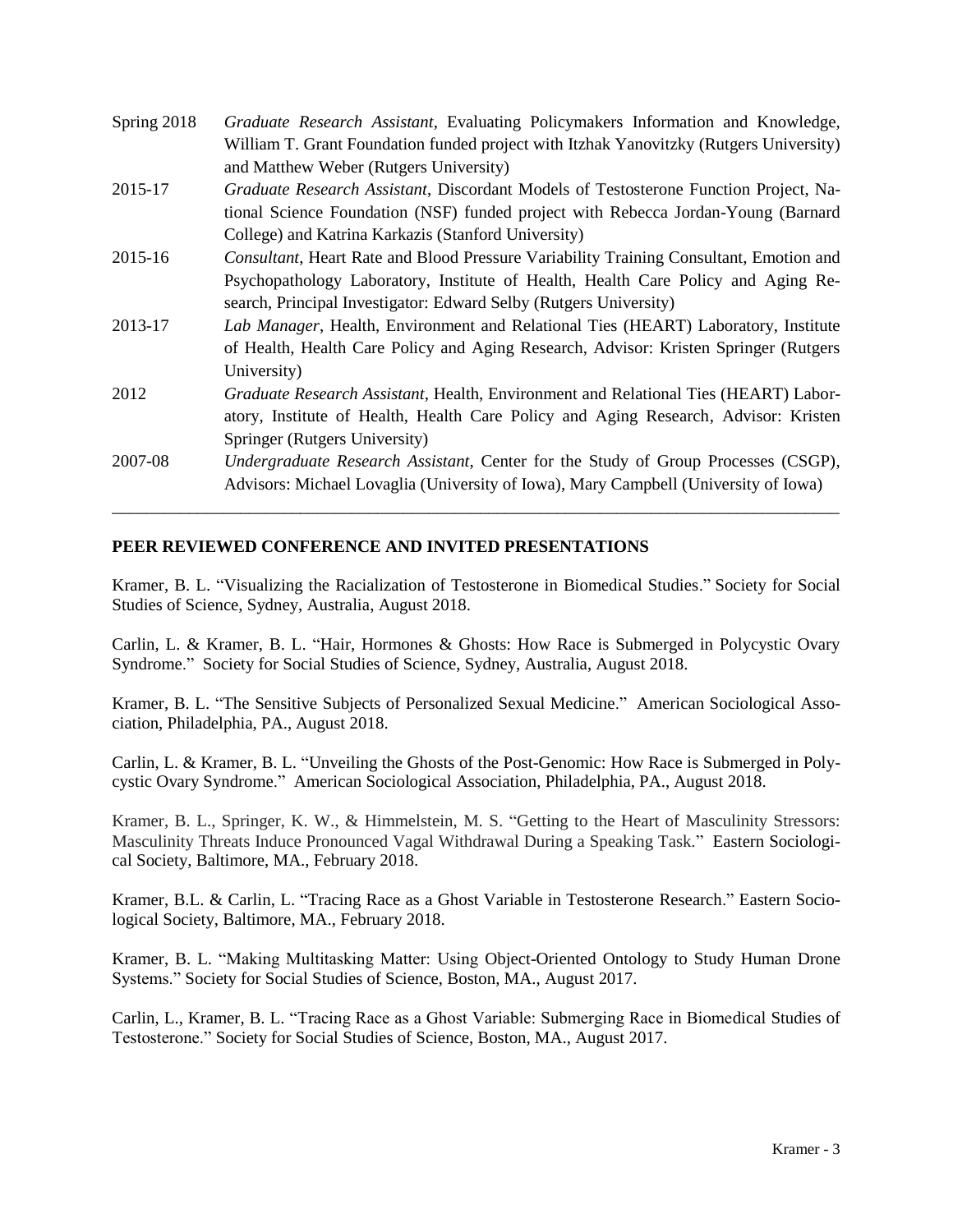Spring 2018 *Graduate Research Assistant*, Evaluating Policymakers Information and Knowledge, William T. Grant Foundation funded project with Itzhak Yanovitzky (Rutgers University) and Matthew Weber (Rutgers University)

2015-17 *Graduate Research Assistant*, Discordant Models of Testosterone Function Project, National Science Foundation (NSF) funded project with Rebecca Jordan-Young (Barnard College) and Katrina Karkazis (Stanford University)

2015-16 *Consultant*, Heart Rate and Blood Pressure Variability Training Consultant, Emotion and Psychopathology Laboratory, Institute of Health, Health Care Policy and Aging Research, Principal Investigator: Edward Selby (Rutgers University)

2013-17 *Lab Manager*, Health, Environment and Relational Ties (HEART) Laboratory, Institute of Health, Health Care Policy and Aging Research, Advisor: Kristen Springer (Rutgers University)

2012 *Graduate Research Assistant*, Health, Environment and Relational Ties (HEART) Laboratory, Institute of Health, Health Care Policy and Aging Research, Advisor: Kristen Springer (Rutgers University)

2007-08 *Undergraduate Research Assistant*, Center for the Study of Group Processes (CSGP), Advisors: Michael Lovaglia (University of Iowa), Mary Campbell (University of Iowa)

---

## PEER REVIEWED CONFERENCE AND INVITED PRESENTATIONS

Kramer, B. L. "Visualizing the Racialization of Testosterone in Biomedical Studies." Society for Social Studies of Science, Sydney, Australia, August 2018.

Carlin, L. & Kramer, B. L. "Hair, Hormones & Ghosts: How Race is Submerged in Polycystic Ovary Syndrome." Society for Social Studies of Science, Sydney, Australia, August 2018.

Kramer, B. L. "The Sensitive Subjects of Personalized Sexual Medicine." American Sociological Association, Philadelphia, PA., August 2018.

Carlin, L. & Kramer, B. L. "Unveiling the Ghosts of the Post-Genomic: How Race is Submerged in Polycystic Ovary Syndrome." American Sociological Association, Philadelphia, PA., August 2018.

Kramer, B. L., Springer, K. W., & Himmelstein, M. S. "Getting to the Heart of Masculinity Stressors: Masculinity Threats Induce Pronounced Vagal Withdrawal During a Speaking Task." Eastern Sociological Society, Baltimore, MA., February 2018.

Kramer, B.L. & Carlin, L. "Tracing Race as a Ghost Variable in Testosterone Research." Eastern Sociological Society, Baltimore, MA., February 2018.

Kramer, B. L. "Making Multitasking Matter: Using Object-Oriented Ontology to Study Human Drone Systems." Society for Social Studies of Science, Boston, MA., August 2017.

Carlin, L., Kramer, B. L. "Tracing Race as a Ghost Variable: Submerging Race in Biomedical Studies of Testosterone." Society for Social Studies of Science, Boston, MA., August 2017.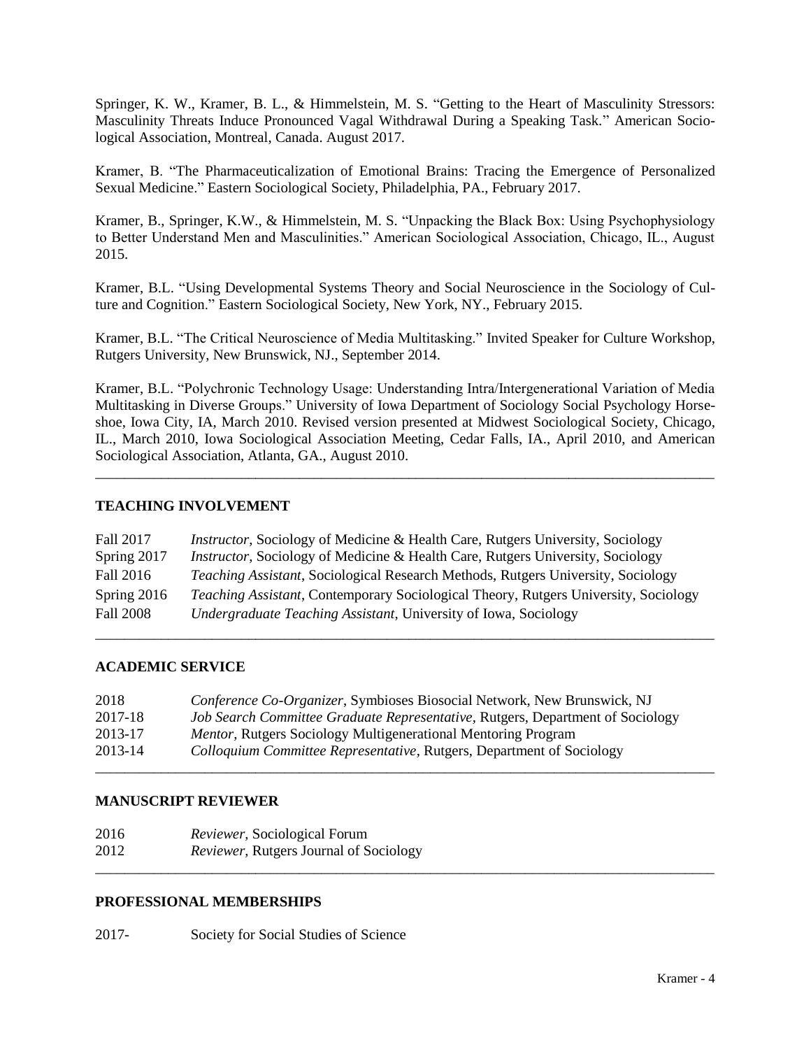Springer, K. W., Kramer, B. L., & Himmelstein, M. S. "Getting to the Heart of Masculinity Stressors: Masculinity Threats Induce Pronounced Vagal Withdrawal During a Speaking Task." American Sociological Association, Montreal, Canada. August 2017.

Kramer, B. "The Pharmaceuticalization of Emotional Brains: Tracing the Emergence of Personalized Sexual Medicine." Eastern Sociological Society, Philadelphia, PA., February 2017.

Kramer, B., Springer, K.W., & Himmelstein, M. S. "Unpacking the Black Box: Using Psychophysiology to Better Understand Men and Masculinities." American Sociological Association, Chicago, IL., August 2015.

Kramer, B.L. "Using Developmental Systems Theory and Social Neuroscience in the Sociology of Culture and Cognition." Eastern Sociological Society, New York, NY., February 2015.

Kramer, B.L. "The Critical Neuroscience of Media Multitasking." Invited Speaker for Culture Workshop, Rutgers University, New Brunswick, NJ., September 2014.

Kramer, B.L. "Polychronic Technology Usage: Understanding Intra/Intergenerational Variation of Media Multitasking in Diverse Groups." University of Iowa Department of Sociology Social Psychology Horseshoe, Iowa City, IA, March 2010. Revised version presented at Midwest Sociological Society, Chicago, IL., March 2010, Iowa Sociological Association Meeting, Cedar Falls, IA., April 2010, and American Sociological Association, Atlanta, GA., August 2010.

## TEACHING INVOLVEMENT

| | |
|---|---|
| Fall 2017 | *Instructor*, Sociology of Medicine & Health Care, Rutgers University, Sociology |
| Spring 2017 | *Instructor*, Sociology of Medicine & Health Care, Rutgers University, Sociology |
| Fall 2016 | *Teaching Assistant*, Sociological Research Methods, Rutgers University, Sociology |
| Spring 2016 | *Teaching Assistant*, Contemporary Sociological Theory, Rutgers University, Sociology |
| Fall 2008 | *Undergraduate Teaching Assistant*, University of Iowa, Sociology |

## ACADEMIC SERVICE

| | |
|---|---|
| 2018 | *Conference Co-Organizer*, Symbioses Biosocial Network, New Brunswick, NJ |
| 2017-18 | *Job Search Committee Graduate Representative*, Rutgers, Department of Sociology |
| 2013-17 | *Mentor*, Rutgers Sociology Multigenerational Mentoring Program |
| 2013-14 | *Colloquium Committee Representative*, Rutgers, Department of Sociology |

## MANUSCRIPT REVIEWER

| | |
|---|---|
| 2016 | *Reviewer*, Sociological Forum |
| 2012 | *Reviewer*, Rutgers Journal of Sociology |

## PROFESSIONAL MEMBERSHIPS

| | |
|---|---|
| 2017- | Society for Social Studies of Science |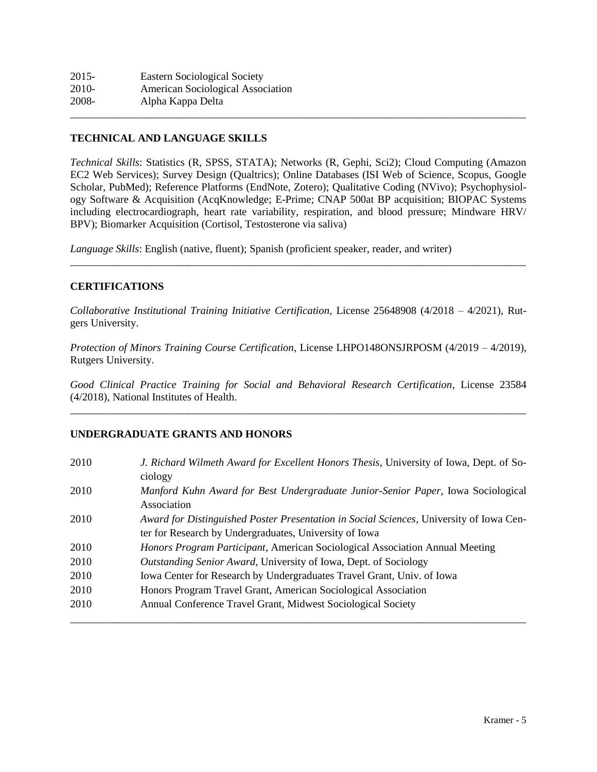| | |
|---|---|
| 2015- | Eastern Sociological Society |
| 2010- | American Sociological Association |
| 2008- | Alpha Kappa Delta |

---

## TECHNICAL AND LANGUAGE SKILLS

*Technical Skills*: Statistics (R, SPSS, STATA); Networks (R, Gephi, Sci2); Cloud Computing (Amazon EC2 Web Services); Survey Design (Qualtrics); Online Databases (ISI Web of Science, Scopus, Google Scholar, PubMed); Reference Platforms (EndNote, Zotero); Qualitative Coding (NVivo); Psychophysiology Software & Acquisition (AcqKnowledge; E-Prime; CNAP 500at BP acquisition; BIOPAC Systems including electrocardiograph, heart rate variability, respiration, and blood pressure; Mindware HRV/ BPV); Biomarker Acquisition (Cortisol, Testosterone via saliva)

*Language Skills*: English (native, fluent); Spanish (proficient speaker, reader, and writer)

---

## CERTIFICATIONS

*Collaborative Institutional Training Initiative Certification*, License 25648908 (4/2018 – 4/2021), Rutgers University.

*Protection of Minors Training Course Certification*, License LHPO148ONSJRPOSM (4/2019 – 4/2019), Rutgers University.

*Good Clinical Practice Training for Social and Behavioral Research Certification*, License 23584 (4/2018), National Institutes of Health.

---

## UNDERGRADUATE GRANTS AND HONORS

| | |
|---|---|
| 2010 | *J. Richard Wilmeth Award for Excellent Honors Thesis*, University of Iowa, Dept. of Sociology |
| 2010 | *Manford Kuhn Award for Best Undergraduate Junior-Senior Paper*, Iowa Sociological Association |
| 2010 | *Award for Distinguished Poster Presentation in Social Sciences*, University of Iowa Center for Research by Undergraduates, University of Iowa |
| 2010 | *Honors Program Participant*, American Sociological Association Annual Meeting |
| 2010 | *Outstanding Senior Award*, University of Iowa, Dept. of Sociology |
| 2010 | Iowa Center for Research by Undergraduates Travel Grant, Univ. of Iowa |
| 2010 | Honors Program Travel Grant, American Sociological Association |
| 2010 | Annual Conference Travel Grant, Midwest Sociological Society |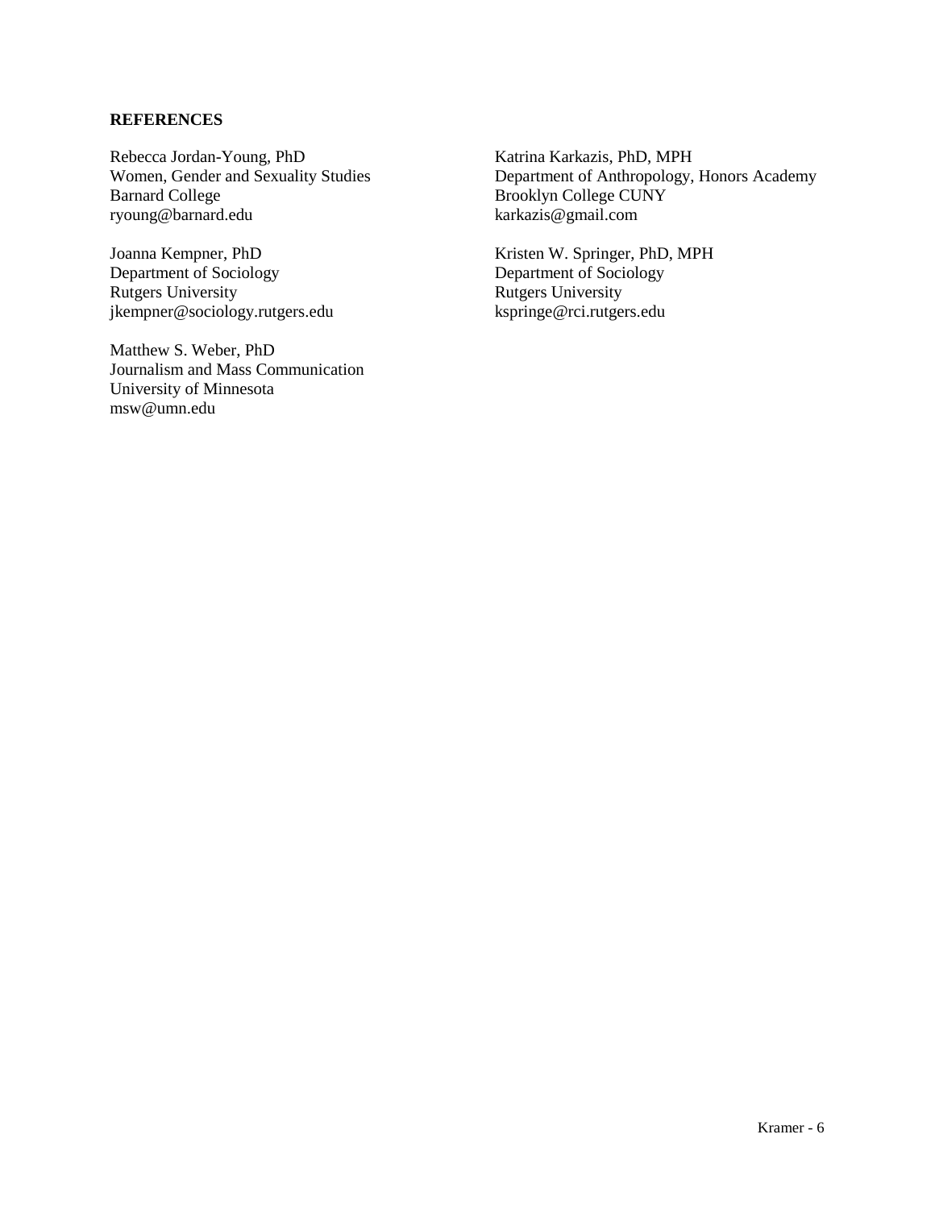**REFERENCES**

Rebecca Jordan-Young, PhD
Women, Gender and Sexuality Studies
Barnard College
ryoung@barnard.edu

Joanna Kempner, PhD
Department of Sociology
Rutgers University
jkempner@sociology.rutgers.edu

Matthew S. Weber, PhD
Journalism and Mass Communication
University of Minnesota
msw@umn.edu

Katrina Karkazis, PhD, MPH
Department of Anthropology, Honors Academy
Brooklyn College CUNY
karkazis@gmail.com

Kristen W. Springer, PhD, MPH
Department of Sociology
Rutgers University
kspringe@rci.rutgers.edu